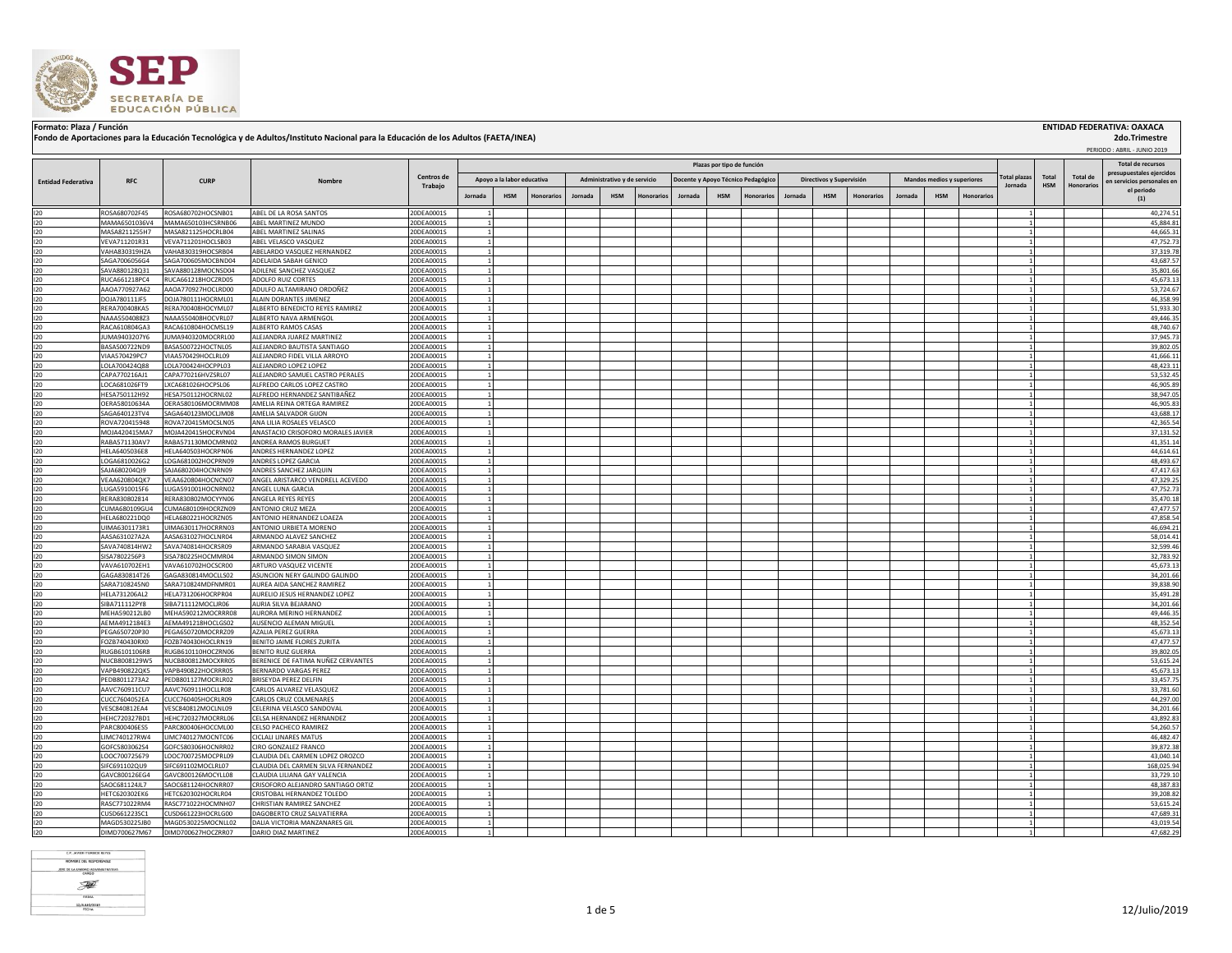**Formato: Plaza / Función**

**Fondo de Aportaciones para la Educación Tecnológica y de Adultos/Instituto Nacional para la Educación de los Adultos (FAETA/INEA)**

**ENTIDAD FEDERATIVA: OAXACA**

**2do.Trimestre**

PERIODO : ABRIL - JUNIO 2019

| Entidad Federativa | RFC | CURP | Nombre | Centros de Trabajo | Plazas por tipo de función | | | | | | | | | | | | | | | Total plazas Jornada | Total HSM | Total de Honorarios | Total de recursos presupuestales ejercidos en servicios personales en el periodo (1) |
|---|---|---|---|---|---|---|---|---|---|---|---|---|---|---|---|---|---|---|---|---|---|---|---|
| | | | | | Apoyo a la labor educativa | | | Administrativo y de servicio | | | Docente y Apoyo Técnico Pedagógico | | | Directivos y Supervisión | | | Mandos medios y superiores | | | | | | |
| | | | | | Jornada | HSM | Honorarios | Jornada | HSM | Honorarios | Jornada | HSM | Honorarios | Jornada | HSM | Honorarios | Jornada | HSM | Honorarios | | | | |
| I20 | ROSA680702F45 | ROSA680702HOCSNB01 | ABEL DE LA ROSA SANTOS | 20DEA0001S | 1 | | | | | | | | | | | | | | | 1 | | | 40,274.51 |
| I20 | MAMA6501036V4 | MAMA650103HCSRNB06 | ABEL MARTINEZ MUNDO | 20DEA0001S | 1 | | | | | | | | | | | | | | | 1 | | | 45,884.81 |
| I20 | MASA8211255H7 | MASA821125HOCRLB04 | ABEL MARTINEZ SALINAS | 20DEA0001S | 1 | | | | | | | | | | | | | | | 1 | | | 44,665.31 |
| I20 | VEVA711201R31 | VEVA711201HOCLSB03 | ABEL VELASCO VASQUEZ | 20DEA0001S | 1 | | | | | | | | | | | | | | | 1 | | | 47,752.73 |
| I20 | VAHA830319HZA | VAHA830319HOCSRB04 | ABELARDO VASQUEZ HERNANDEZ | 20DEA0001S | 1 | | | | | | | | | | | | | | | 1 | | | 37,319.78 |
| I20 | SAGA7006056G4 | SAGA700605MOCBND04 | ADELAIDA SABAH GENICO | 20DEA0001S | 1 | | | | | | | | | | | | | | | 1 | | | 43,687.57 |
| I20 | SAVA880128Q31 | SAVA880128MOCNSD04 | ADILENE SANCHEZ VASQUEZ | 20DEA0001S | 1 | | | | | | | | | | | | | | | 1 | | | 35,801.66 |
| I20 | RUCA661218PC4 | RUCA661218HOCZRD05 | ADOLFO RUIZ CORTES | 20DEA0001S | 1 | | | | | | | | | | | | | | | 1 | | | 45,673.13 |
| I20 | AAOA770927A62 | AAOA770927HOCLRD00 | ADULFO ALTAMIRANO ORDOÑEZ | 20DEA0001S | 1 | | | | | | | | | | | | | | | 1 | | | 53,724.67 |
| I20 | DOJA780111JF5 | DOJA780111HOCRML01 | ALAIN DORANTES JIMENEZ | 20DEA0001S | 1 | | | | | | | | | | | | | | | 1 | | | 46,358.99 |
| I20 | RERA700408KA5 | RERA700408HOCYML07 | ALBERTO BENEDICTO REYES RAMIREZ | 20DEA0001S | 1 | | | | | | | | | | | | | | | 1 | | | 51,933.30 |
| I20 | NAAA5504088Z3 | NAAA550408HOCVRL07 | ALBERTO NAVA ARMENGOL | 20DEA0001S | 1 | | | | | | | | | | | | | | | 1 | | | 49,446.35 |
| I20 | RACA610804GA3 | RACA610804HOCMSL19 | ALBERTO RAMOS CASAS | 20DEA0001S | 1 | | | | | | | | | | | | | | | 1 | | | 48,740.67 |
| I20 | JUMA9403207Y6 | JUMA940320MOCRRL00 | ALEJANDRA JUAREZ MARTINEZ | 20DEA0001S | 1 | | | | | | | | | | | | | | | 1 | | | 37,945.73 |
| I20 | BASA500722ND9 | BASA500722HOCTNL05 | ALEJANDRO BAUTISTA SANTIAGO | 20DEA0001S | 1 | | | | | | | | | | | | | | | 1 | | | 39,802.05 |
| I20 | VIAA570429PC7 | VIAA570429HOCLRL09 | ALEJANDRO FIDEL VILLA ARROYO | 20DEA0001S | 1 | | | | | | | | | | | | | | | 1 | | | 41,666.11 |
| I20 | LOLA700424QB8 | LOLA700424HOCPPL03 | ALEJANDRO LOPEZ LOPEZ | 20DEA0001S | 1 | | | | | | | | | | | | | | | 1 | | | 48,423.11 |
| I20 | CAPA770216AJ1 | CAPA770216HVZSRL07 | ALEJANDRO SAMUEL CASTRO PERALES | 20DEA0001S | 1 | | | | | | | | | | | | | | | 1 | | | 53,532.45 |
| I20 | LOCA681026FT9 | LXCA681026HOCPSL06 | ALFREDO CARLOS LOPEZ CASTRO | 20DEA0001S | 1 | | | | | | | | | | | | | | | 1 | | | 46,905.89 |
| I20 | HESA750112H92 | HESA750112HOCRNL02 | ALFREDO HERNANDEZ SANTIBAÑEZ | 20DEA0001S | 1 | | | | | | | | | | | | | | | 1 | | | 38,947.05 |
| I20 | OERA58010634A | OERA580106MOCRMM08 | AMELIA REINA ORTEGA RAMIREZ | 20DEA0001S | 1 | | | | | | | | | | | | | | | 1 | | | 46,905.83 |
| I20 | SAGA640123TV4 | SAGA640123MOCLJM08 | AMELIA SALVADOR GIJON | 20DEA0001S | 1 | | | | | | | | | | | | | | | 1 | | | 43,688.17 |
| I20 | ROVA720415948 | ROVA720415MOCSLN05 | ANA LILIA ROSALES VELASCO | 20DEA0001S | 1 | | | | | | | | | | | | | | | 1 | | | 42,365.54 |
| I20 | MOJA420415MA7 | MOJA420415HOCRVN04 | ANASTACIO CRISOFORO MORALES JAVIER | 20DEA0001S | 1 | | | | | | | | | | | | | | | 1 | | | 37,131.52 |
| I20 | RABA571130AV7 | RABA571130MOCMRN02 | ANDREA RAMOS BURGUET | 20DEA0001S | 1 | | | | | | | | | | | | | | | 1 | | | 41,351.14 |
| I20 | HELA6405036E8 | HELA640503HOCRPN06 | ANDRES HERNANDEZ LOPEZ | 20DEA0001S | 1 | | | | | | | | | | | | | | | 1 | | | 44,614.61 |
| I20 | LOGA6810026G2 | LOGA681002HOCPRN09 | ANDRES LOPEZ GARCIA | 20DEA0001S | 1 | | | | | | | | | | | | | | | 1 | | | 48,493.67 |
| I20 | SAJA680204QI9 | SAJA680204HOCNRN09 | ANDRES SANCHEZ JARQUIN | 20DEA0001S | 1 | | | | | | | | | | | | | | | 1 | | | 47,417.63 |
| I20 | VEAA620804QK7 | VEAA620804HOCNCN07 | ANGEL ARISTARCO VENDRELL ACEVEDO | 20DEA0001S | 1 | | | | | | | | | | | | | | | 1 | | | 47,329.25 |
| I20 | LUGA5910015F6 | LUGA591001HOCNRN02 | ANGEL LUNA GARCIA | 20DEA0001S | 1 | | | | | | | | | | | | | | | 1 | | | 47,752.73 |
| I20 | RERA830802814 | RERA830802MOCYYN06 | ANGELA REYES REYES | 20DEA0001S | 1 | | | | | | | | | | | | | | | 1 | | | 35,470.18 |
| I20 | CUMA680109GU4 | CUMA680109HOCRZN09 | ANTONIO CRUZ MEZA | 20DEA0001S | 1 | | | | | | | | | | | | | | | 1 | | | 47,477.57 |
| I20 | HELA680221DQ0 | HELA680221HOCRZN05 | ANTONIO HERNANDEZ LOAEZA | 20DEA0001S | 1 | | | | | | | | | | | | | | | 1 | | | 47,858.54 |
| I20 | UIMA6301173R1 | UIMA630117HOCRRN03 | ANTONIO URBIETA MORENO | 20DEA0001S | 1 | | | | | | | | | | | | | | | 1 | | | 46,694.21 |
| I20 | AASA631027A2A | AASA631027HOCLNR04 | ARMANDO ALAVEZ SANCHEZ | 20DEA0001S | 1 | | | | | | | | | | | | | | | 1 | | | 58,014.41 |
| I20 | SAVA740814HW2 | SAVA740814HOCRSR09 | ARMANDO SARABIA VASQUEZ | 20DEA0001S | 1 | | | | | | | | | | | | | | | 1 | | | 32,599.46 |
| I20 | SISA7802256P3 | SISA780225HOCMMR04 | ARMANDO SIMON SIMON | 20DEA0001S | 1 | | | | | | | | | | | | | | | 1 | | | 32,783.92 |
| I20 | VAVA610702EH1 | VAVA610702HOCSCR00 | ARTURO VASQUEZ VICENTE | 20DEA0001S | 1 | | | | | | | | | | | | | | | 1 | | | 45,673.13 |
| I20 | GAGA830814T26 | GAGA830814MOCLLS02 | ASUNCION NERY GALINDO GALINDO | 20DEA0001S | 1 | | | | | | | | | | | | | | | 1 | | | 34,201.66 |
| I20 | SARA7108245N0 | SARA710824MDFNMR01 | AUREA AIDA SANCHEZ RAMIREZ | 20DEA0001S | 1 | | | | | | | | | | | | | | | 1 | | | 39,838.90 |
| I20 | HELA731206AL2 | HELA731206HOCRPR04 | AURELIO JESUS HERNANDEZ LOPEZ | 20DEA0001S | 1 | | | | | | | | | | | | | | | 1 | | | 35,491.28 |
| I20 | SIBA711112PY8 | SIBA711112MOCLJR06 | AURIA SILVA BEJARANO | 20DEA0001S | 1 | | | | | | | | | | | | | | | 1 | | | 34,201.66 |
| I20 | MEHA590212LB0 | MEHA590212MOCRRR08 | AURORA MERINO HERNANDEZ | 20DEA0001S | 1 | | | | | | | | | | | | | | | 1 | | | 49,446.35 |
| I20 | AEMA4912184E3 | AEMA491218HOCLGS02 | AUSENCIO ALEMAN MIGUEL | 20DEA0001S | 1 | | | | | | | | | | | | | | | 1 | | | 48,352.54 |
| I20 | PEGA650720P30 | PEGA650720MOCRRZ09 | AZALIA PEREZ GUERRA | 20DEA0001S | 1 | | | | | | | | | | | | | | | 1 | | | 45,673.13 |
| I20 | FOZB740430RX0 | FOZB740430HOCLRN19 | BENITO JAIME FLORES ZURITA | 20DEA0001S | 1 | | | | | | | | | | | | | | | 1 | | | 47,477.57 |
| I20 | RUGB6101106R8 | RUGB610110HOCZRN06 | BENITO RUIZ GUERRA | 20DEA0001S | 1 | | | | | | | | | | | | | | | 1 | | | 39,802.05 |
| I20 | NUCB8008129W5 | NUCB800812MOCXRR05 | BERENICE DE FATIMA NUÑEZ CERVANTES | 20DEA0001S | 1 | | | | | | | | | | | | | | | 1 | | | 53,615.24 |
| I20 | VAPB490822QK5 | VAPB490822HOCRRR05 | BERNARDO VARGAS PEREZ | 20DEA0001S | 1 | | | | | | | | | | | | | | | 1 | | | 45,673.13 |
| I20 | PEDB8011273A2 | PEDB801127MOCRLR02 | BRISEYDA PEREZ DELFIN | 20DEA0001S | 1 | | | | | | | | | | | | | | | 1 | | | 33,457.75 |
| I20 | AAVC760911CU7 | AAVC760911HOCLLR08 | CARLOS ALVAREZ VELASQUEZ | 20DEA0001S | 1 | | | | | | | | | | | | | | | 1 | | | 33,781.60 |
| I20 | CUCC7604052EA | CUCC760405HOCRLR09 | CARLOS CRUZ COLMENARES | 20DEA0001S | 1 | | | | | | | | | | | | | | | 1 | | | 44,297.00 |
| I20 | VESC840812EA4 | VESC840812MOCLNL09 | CELERINA VELASCO SANDOVAL | 20DEA0001S | 1 | | | | | | | | | | | | | | | 1 | | | 34,201.66 |
| I20 | HEHC720327BD1 | HEHC720327MOCRRL06 | CELSA HERNANDEZ HERNANDEZ | 20DEA0001S | 1 | | | | | | | | | | | | | | | 1 | | | 43,892.83 |
| I20 | PARC800406ES5 | PARC800406HOCCML00 | CELSO PACHECO RAMIREZ | 20DEA0001S | 1 | | | | | | | | | | | | | | | 1 | | | 54,260.57 |
| I20 | LIMC740127RW4 | LIMC740127MOCNTC06 | CICLALI LINARES MATUS | 20DEA0001S | 1 | | | | | | | | | | | | | | | 1 | | | 46,482.47 |
| I20 | GOFC5803062S4 | GOFC580306HOCNRR02 | CIRO GONZALEZ FRANCO | 20DEA0001S | 1 | | | | | | | | | | | | | | | 1 | | | 39,872.38 |
| I20 | LOOC700725679 | LOOC700725MOCPRL09 | CLAUDIA DEL CARMEN LOPEZ OROZCO | 20DEA0001S | 1 | | | | | | | | | | | | | | | 1 | | | 43,040.14 |
| I20 | SIFC691102QU9 | SIFC691102MOCLRL07 | CLAUDIA DEL CARMEN SILVA FERNANDEZ | 20DEA0001S | 1 | | | | | | | | | | | | | | | 1 | | | 168,025.94 |
| I20 | GAVC800126EG4 | GAVC800126MOCYLL08 | CLAUDIA LILIANA GAY VALENCIA | 20DEA0001S | 1 | | | | | | | | | | | | | | | 1 | | | 33,729.10 |
| I20 | SAOC681124JL7 | SAOC681124HOCNRR07 | CRISOFORO ALEJANDRO SANTIAGO ORTIZ | 20DEA0001S | 1 | | | | | | | | | | | | | | | 1 | | | 48,387.83 |
| I20 | HETC620302EK6 | HETC620302HOCRLR04 | CRISTOBAL HERNANDEZ TOLEDO | 20DEA0001S | 1 | | | | | | | | | | | | | | | 1 | | | 39,208.82 |
| I20 | RASC771022RM4 | RASC771022HOCMNH07 | CHRISTIAN RAMIREZ SANCHEZ | 20DEA0001S | 1 | | | | | | | | | | | | | | | 1 | | | 53,615.24 |
| I20 | CUSD661223SC1 | CUSD661223HOCRLG00 | DAGOBERTO CRUZ SALVATIERRA | 20DEA0001S | 1 | | | | | | | | | | | | | | | 1 | | | 47,689.31 |
| I20 | MAGD530225JB0 | MAGD530225MOCNLL02 | DALIA VICTORIA MANZANARES GIL | 20DEA0001S | 1 | | | | | | | | | | | | | | | 1 | | | 43,019.54 |
| I20 | DIMD700627M67 | DIMD700627HOCZRR07 | DARIO DIAZ MARTINEZ | 20DEA0001S | 1 | | | | | | | | | | | | | | | 1 | | | 47,682.29 |

C.P. JAVIER ITURBIDE REYES
NOMBRE DEL RESPONSABLE
JEFE DE LA UNIDAD ADMINISTRATIVA
CARGO
FIRMA
12/JULIO/2019
FECHA

12/Julio/2019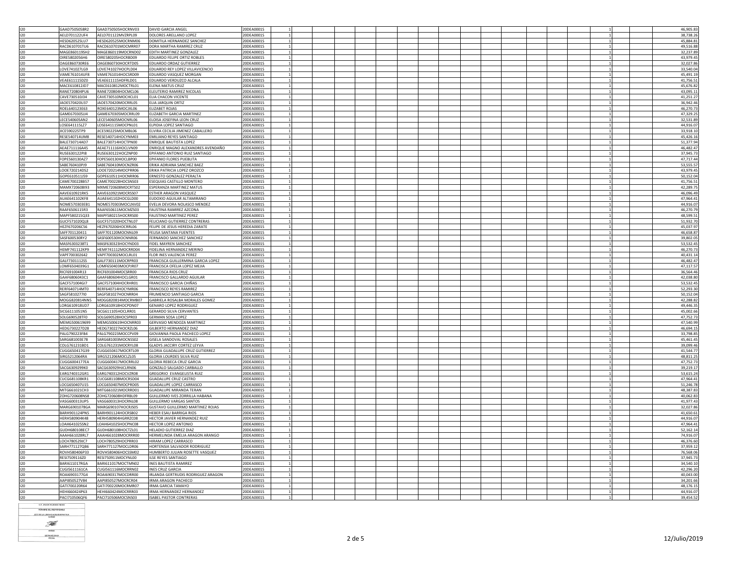| | | | | | | | | | | | | | | | | | | | | |
|---|---|---|---|---|---|---|---|---|---|---|---|---|---|---|---|---|---|---|---|---|
| I20 | GAAD750505BR2 | GAAD750505HOCRNV03 | DAVID GARCIA ANGEL | 20DEA0001S | 1 | | | | | | | | | | | | | 1 | | 46,905.83 |
| I20 | AELD701122UF4 | AELD701122MVZRPL09 | DOLORES ARELLANO LOPEZ | 20DEA0001S | 1 | | | | | | | | | | | | | 1 | | 38,738.26 |
| I20 | HESD620525LU7 | HESD620525MOCRNM06 | DOMITILA HERNANDEZ SANCHEZ | 20DEA0001S | 1 | | | | | | | | | | | | | 1 | | 45,884.81 |
| I20 | RACD610701TU6 | RACD610701MOCMRR07 | DORA MARTHA RAMIREZ CRUZ | 20DEA0001S | 1 | | | | | | | | | | | | | 1 | | 49,516.88 |
| I20 | MAGE860119SH2 | MAGE860119MOCRND02 | EDITH MARTINEZ GONZALEZ | 20DEA0001S | 1 | | | | | | | | | | | | | 1 | | 32,237.89 |
| I20 | OIRE580205EH6 | OIRE580205HOCRBD09 | EDUARDO FELIPE ORTIZ ROBLES | 20DEA0001S | 1 | | | | | | | | | | | | | 1 | | 43,979.45 |
| I20 | OAGE860730RE6 | OAGE860730HOCRTD05 | EDUARDO ORDAZ GUTIERREZ | 20DEA0001S | 1 | | | | | | | | | | | | | 1 | | 32,027.86 |
| I20 | LOVE741027LG9 | LOVE741027HOCPLD04 | EDUARDO REY LOPEZ VILLAVICENCIO | 20DEA0001S | 1 | | | | | | | | | | | | | 1 | | 33,540.04 |
| I20 | VAME761014UF8 | VAME761014HOCSRD09 | EDUARDO VASQUEZ MORGAN | 20DEA0001S | 1 | | | | | | | | | | | | | 1 | | 45,491.19 |
| I20 | VEAE611115DZ0 | VEAE611115HDFRLD01 | EDUARDO VERDUZCO ALCALA | 20DEA0001S | 1 | | | | | | | | | | | | | 1 | | 41,756.51 |
| I20 | MACE610812JD7 | MACE610812MOCTRL01 | ELENA MATUS CRUZ | 20DEA0001S | 1 | | | | | | | | | | | | | 1 | | 45,676.82 |
| I20 | RANE720804PU6 | RANE720804HOCMCL06 | ELEUTERIO RAMIREZ NICOLAS | 20DEA0001S | 1 | | | | | | | | | | | | | 1 | | 43,095.11 |
| I20 | CAVE730510J34 | CAVE730510MOCHCL01 | ELIA CHACON VICENTE | 20DEA0001S | 1 | | | | | | | | | | | | | 1 | | 41,251.27 |
| I20 | JAOE570420U37 | JAOE570420MOCRRL05 | ELIA JARQUIN ORTIZ | 20DEA0001S | 1 | | | | | | | | | | | | | 1 | | 36,942.46 |
| I20 | ROEL640123E63 | ROXE640123MOCJXL06 | ELIZABET ROJAS | 20DEA0001S | 1 | | | | | | | | | | | | | 1 | | 46,270.73 |
| I20 | GAME670305JJ4 | GAME670305MOCRRL09 | ELIZABETH GARCIA MARTINEZ | 20DEA0001S | 1 | | | | | | | | | | | | | 1 | | 47,329.25 |
| I20 | LECE540605AN2 | LECE540605MOCNRL06 | ELOISA JOSEFINA LEON CRUZ | 20DEA0001S | 1 | | | | | | | | | | | | | 1 | | 32,531.89 |
| I20 | LOSE641115LZ7 | LOSE641115MOCPNL01 | ELPIDIA LOPEZ SANTIAGO | 20DEA0001S | 1 | | | | | | | | | | | | | 1 | | 44,916.07 |
| I20 | JICE590225TP9 | JICE590225MOCMBL06 | ELVIRA CECILIA JIMENEZ CABALLERO | 20DEA0001S | 1 | | | | | | | | | | | | | 1 | | 33,918.10 |
| I20 | RESE540714UM8 | RESE540714HOCYNM03 | EMILIANO REYES SANTIAGO | 20DEA0001S | 1 | | | | | | | | | | | | | 1 | | 45,426.16 |
| I20 | BALE730714AD7 | BALE730714HOCTPN00 | ENRIQUE BAUTISTA LOPEZ | 20DEA0001S | 1 | | | | | | | | | | | | | 1 | | 51,377.94 |
| I20 | AEAE711116A45 | AEAE711116HOCLVN09 | ENRIQUE MAGNO ALEXANDRES AVENDAÑO | 20DEA0001S | 1 | | | | | | | | | | | | | 1 | | 46,482.47 |
| I20 | RUSE630122PI8 | RUSE630122HOCZNP00 | EPIFANIO ANTONIO RUIZ SANTIAGO | 20DEA0001S | 1 | | | | | | | | | | | | | 1 | | 37,945.73 |
| I20 | FOPE560130AZ7 | FOPE560130HOCLBP00 | EPIFANIO FLORES PUEBLITA | 20DEA0001S | 1 | | | | | | | | | | | | | 1 | | 47,717.44 |
| I20 | SABE760410PJ9 | SABE760410MOCNZR06 | ERIKA ADRIANA SANCHEZ BAEZ | 20DEA0001S | 1 | | | | | | | | | | | | | 1 | | 53,555.57 |
| I20 | LOOE720214DS2 | LOOE720214MOCPRR06 | ERIKA PATRICIA LOPEZ OROZCO | 20DEA0001S | 1 | | | | | | | | | | | | | 1 | | 43,979.45 |
| I20 | GOPE610511JS9 | GOPE610511HOCNRR06 | ERNESTO GONZALEZ PERALTA | 20DEA0001S | 1 | | | | | | | | | | | | | 1 | | 50,152.04 |
| I20 | CAME700228B57 | CAME700228HOCSNS03 | ESEQUIAS CASTILLO MONTERO | 20DEA0001S | 1 | | | | | | | | | | | | | 1 | | 41,756.51 |
| I20 | MAMX720608I93 | MXME720608MOCRTS02 | ESPERANZA MARTINEZ MATUS | 20DEA0001S | 1 | | | | | | | | | | | | | 1 | | 42,289.75 |
| I20 | AAVE610921RK5 | AAVE610921MOCRSS07 | ESTHER ARAGON VASQUEZ | 20DEA0001S | 1 | | | | | | | | | | | | | 1 | | 46,096.49 |
| I20 | AUAE641102KF8 | AUAE641102HOCGLD00 | EUDOXIO AGUILAR ALTAMIRANO | 20DEA0001S | 1 | | | | | | | | | | | | | 1 | | 47,964.41 |
| I20 | NOME570303EB1 | NOME570303MOCLNV02 | EVELIA DEVORA NOLASCO MENDEZ | 20DEA0001S | 1 | | | | | | | | | | | | | 1 | | 44,916.07 |
| I20 | RAAF650611SR3 | RAAF650611MOCMZS03 | FAUSTINA RAMIREZ AZCONA | 20DEA0001S | 1 | | | | | | | | | | | | | 1 | | 46,270.73 |
| I20 | MAPF580215Q33 | MAPF580215HOCRRS00 | FAUSTINO MARTINEZ PEREZ | 20DEA0001S | 1 | | | | | | | | | | | | | 1 | | 48,599.51 |
| I20 | GUCF571020QL8 | GUCF571020HOCTNL07 | FELICIANO GUTIERREZ CONTRERAS | 20DEA0001S | 1 | | | | | | | | | | | | | 1 | | 51,932.70 |
| I20 | HEZF670206C56 | HEZF670206HOCRRL06 | FELIPE DE JESUS HEREDIA ZARATE | 20DEA0001S | 1 | | | | | | | | | | | | | 1 | | 45,037.97 |
| I20 | SAFF701120411 | SAFF701120MOCNNL09 | FELISA SANTANA FUENTES | 20DEA0001S | 1 | | | | | | | | | | | | | 1 | | 46,658.87 |
| I20 | SASF600530RY2 | SASF600530HOCNNR06 | FERNANDO SANCHEZ SANCHEZ | 20DEA0001S | 1 | | | | | | | | | | | | | 1 | | 39,802.05 |
| I20 | MASF630323ST1 | MASF630323HOCYND03 | FIDEL MAYREN SANCHEZ | 20DEA0001S | 1 | | | | | | | | | | | | | 1 | | 53,532.45 |
| I20 | HEMF741112KP9 | HEMF741112MOCRRD04 | FIDELINA HERNANDEZ MERINO | 20DEA0001S | 1 | | | | | | | | | | | | | 1 | | 46,270.73 |
| I20 | VAPF700302642 | VAPF700302MOCLRL01 | FLOR INES VALENCIA PEREZ | 20DEA0001S | 1 | | | | | | | | | | | | | 1 | | 40,431.14 |
| I20 | GALF7301112S5 | GALF730111MOCRPR03 | FRANCISCA GUILLERMINA GARCIA LOPEZ | 20DEA0001S | 1 | | | | | | | | | | | | | 1 | | 46,482.47 |
| I20 | LOMF6504039G1 | LOMF650403MOCPJR07 | FRANCISCA OFELIA LOPEZ MEJIA | 20DEA0001S | 1 | | | | | | | | | | | | | 1 | | 47,117.57 |
| I20 | RICF691004R13 | RICF691004MOCSRR00 | FRANCISCA RIOS CRUZ | 20DEA0001S | 1 | | | | | | | | | | | | | 1 | | 36,564.46 |
| I20 | GAAF6806043C1 | GAAF680604HOCLGR01 | FRANCISCO GALLARDO AGUILAR | 20DEA0001S | 1 | | | | | | | | | | | | | 1 | | 42,038.80 |
| I20 | GACF571004GI7 | GACF571004HOCRHR01 | FRANCISCO GARCIA CHIÑAS | 20DEA0001S | 1 | | | | | | | | | | | | | 1 | | 53,532.45 |
| I20 | RERF640714MT0 | RERF640714HOCYMR06 | FRANCISCO REYES RAMIREZ | 20DEA0001S | 1 | | | | | | | | | | | | | 1 | | 52,293.30 |
| I20 | SAGF581027 7I0 | SAGF581027HOCNRR04 | FRUMENCIO SANTIAGO GARCIA | 20DEA0001S | 1 | | | | | | | | | | | | | 1 | | 50,152.04 |
| I20 | MOGG820814NN5 | MOGG820814MOCRMB07 | GABRIELA ROSALBA MORALES GOMEZ | 20DEA0001S | 1 | | | | | | | | | | | | | 1 | | 42,288.82 |
| I20 | LORG610918UD7 | LORG610918HOCPDN07 | GENARO LOPEZ RODRIGUEZ | 20DEA0001S | 1 | | | | | | | | | | | | | 1 | | 49,446.35 |
| I20 | SICG6111051N5 | SICG611105HOCLRR01 | GERARDO SILVA CERVANTES | 20DEA0001S | 1 | | | | | | | | | | | | | 1 | | 45,002.66 |
| I20 | SOLG690528TF0 | SOLG690528HOCSPR03 | GERMAN SOSA LOPEZ | 20DEA0001S | 1 | | | | | | | | | | | | | 1 | | 47,752.73 |
| I20 | MEMG500619699 | MEMG500619HOCNRR03 | GERVASIO MENDOZA MARTINEZ | 20DEA0001S | 1 | | | | | | | | | | | | | 1 | | 47,540.99 |
| I20 | HEDG730227D28 | HEDG730227HOCRZL06 | GILBERTO HERNANDEZ DIAZ | 20DEA0001S | 1 | | | | | | | | | | | | | 1 | | 46,694.15 |
| I20 | PALG790223FB4 | PALG790223MOCCPV09 | GIOVANNA PAOLA PACHECO LOPEZ | 20DEA0001S | 1 | | | | | | | | | | | | | 1 | | 33,798.85 |
| I20 | SARG681003E78 | SARG681003MOCNSS02 | GISELA SANDOVAL ROSALES | 20DEA0001S | 1 | | | | | | | | | | | | | 1 | | 45,461.45 |
| I20 | COLG761231BD1 | COLG761231MOCRYL08 | GLADYS JACCIRY CORTEZ LEYVA | 20DEA0001S | 1 | | | | | | | | | | | | | 1 | | 39,099.46 |
| I20 | CUGG650417G39 | CUGG650417MOCRTL09 | GLORIA GUADALUPE CRUZ GUTIERREZ | 20DEA0001S | 1 | | | | | | | | | | | | | 1 | | 41,544.77 |
| I20 | SIRG5212064RA | SIRG521206MOCLZL05 | GLORIA LOURDES SILVA RUIZ | 20DEA0001S | 1 | | | | | | | | | | | | | 1 | | 48,811.25 |
| I20 | CUGG6004177EA | CUGG600417MOCRRL02 | GLORIA REBECA CRUZ GARCIA | 20DEA0001S | 1 | | | | | | | | | | | | | 1 | | 47,752.73 |
| I20 | SACG6309299K0 | SACG630929HJCLRN06 | GONZALO SALGADO CARBALLO | 20DEA0001S | 1 | | | | | | | | | | | | | 1 | | 39,219.17 |
| I20 | EARG740312GR1 | EARG740312HOCVZR08 | GREGORIO EVANGELISTA RUIZ | 20DEA0001S | 1 | | | | | | | | | | | | | 1 | | 53,615.24 |
| I20 | CUCG681108KR1 | CUCG681108MOCRSD04 | GUADALUPE CRUZ CASTRO | 20DEA0001S | 1 | | | | | | | | | | | | | 1 | | 47,964.41 |
| I20 | LOCG650407U15 | LOCG650407MOCPRD05 | GUADALUPE LOPEZ CARRASCO | 20DEA0001S | 1 | | | | | | | | | | | | | 1 | | 51,246.78 |
| I20 | MITG661021CH3 | MITG661021MOCRRD01 | GUADALUPE MIRANDA TERAN | 20DEA0001S | 1 | | | | | | | | | | | | | 1 | | 48,387.83 |
| I20 | ZOHG720608NS8 | ZOHG720608HDFRBL09 | GUILLERMO IVES ZORRILLA HABANA | 20DEA0001S | 1 | | | | | | | | | | | | | 1 | | 40,062.83 |
| I20 | VASG600313UP5 | VASG600313HOCRNL08 | GUILLERMO VARGAS SANTOS | 20DEA0001S | 1 | | | | | | | | | | | | | 1 | | 41,977.43 |
| I20 | MARG6901078GA | MARG690107HOCRJS05 | GUSTAVO GUILLERMO MARTINEZ ROJAS | 20DEA0001S | 1 | | | | | | | | | | | | | 1 | | 32,027.86 |
| I20 | BARH901124PN5 | BARH901124HOCRSB02 | HEBER ESAU BARRIGA RIOS | 20DEA0001S | 1 | | | | | | | | | | | | | 1 | | 41,650.61 |
| I20 | HERH580904K48 | HERH580904HGRRZC08 | HECTOR JAVIER HERNANDEZ RUIZ | 20DEA0001S | 1 | | | | | | | | | | | | | 1 | | 44,916.07 |
| I20 | LOAH641025SN2 | LOAH641025HOCPNC08 | HECTOR LOPEZ ANTONIO | 20DEA0001S | 1 | | | | | | | | | | | | | 1 | | 47,964.41 |
| I20 | GUDH680108EC7 | GUDH680108HOCTZL01 | HELADIO GUTIERREZ DIAZ | 20DEA0001S | 1 | | | | | | | | | | | | | 1 | | 52,162.14 |
| I20 | AAAH661028RL7 | AAAH661028MOCRRR00 | HERMELINDA EMELIA ARAGON ARANGO | 20DEA0001S | 1 | | | | | | | | | | | | | 1 | | 74,916.07 |
| I20 | LOCH780529JC7 | LOCH780529HOCPRR03 | HIRAM LOPEZ CARRASCO | 20DEA0001S | 1 | | | | | | | | | | | | | 1 | | 46,376.60 |
| I20 | SARH771127QB6 | SARH771127MOCLDR06 | HORTENSIA SALVADOR RODRIGUEZ | 20DEA0001S | 1 | | | | | | | | | | | | | 1 | | 37,959.12 |
| I20 | ROVH580406P33 | ROVH580406HOCSSM02 | HUMBERTO JULIAN ROSETTE VASQUEZ | 20DEA0001S | 1 | | | | | | | | | | | | | 1 | | 76,568.06 |
| I20 | RESI7509116Z0 | RESI750911MOCYNL00 | ILSE REYES SANTIAGO | 20DEA0001S | 1 | | | | | | | | | | | | | 1 | | 37,945.73 |
| I20 | BARI611017RGA | BARI611017MOCTMN02 | INES BAUTISTA RAMIREZ | 20DEA0001S | 1 | | | | | | | | | | | | | 1 | | 34,540.10 |
| I20 | CUGI5611161CA | CUGI561116MOCRRN02 | INES CRUZ GARCIA | 20DEA0001S | 1 | | | | | | | | | | | | | 1 | | 42,296.20 |
| I20 | ROAI6903177G4 | ROAI690317MOCDRR00 | IRLANDA GERTRUDIS RODRIGUEZ ARAGON | 20DEA0001S | 1 | | | | | | | | | | | | | 1 | | 40,043.00 |
| I20 | AAPI850527V84 | AAPI850527MOCRCR04 | IRMA ARAGON PACHECO | 20DEA0001S | 1 | | | | | | | | | | | | | 1 | | 34,201.66 |
| I20 | GATI700220R64 | GATI700220MOCRMR07 | IRMA GARCIA TAMAYO | 20DEA0001S | 1 | | | | | | | | | | | | | 1 | | 48,176.15 |
| I20 | HEHI660424P63 | HEHI660424MOCRRR03 | IRMA HERNANDEZ HERNANDEZ | 20DEA0001S | 1 | | | | | | | | | | | | | 1 | | 44,916.07 |
| I20 | PACI710506QF6 | PACI710506MOCSNS03 | ISABEL PASTOR CONTRERAS | 20DEA0001S | 1 | | | | | | | | | | | | | 1 | | 39,454.52 |

| |
|---|
| C.P. JAVIER ... REYES |
| NOMBRE DEL RESPONSABLE |
| JEFE DE LA UNIDAD ADMINISTRATIVA |
| CARGO |
| FIRMA |
| 12/JULIO/2019 |
| FECHA |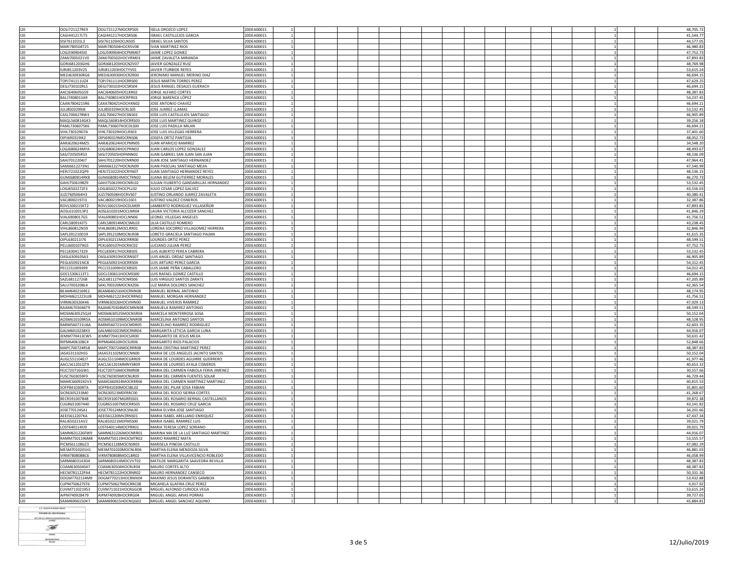| | | | | | | | | | | | | | | | | | | |
|---|---|---|---|---|---|---|---|---|---|---|---|---|---|---|---|---|---|---|
| I20 | OOLI721127RE9 | OOLI721127MOCRPS05 | ISELA OROZCO LOPEZ | 20DEA0001S | 1 | | | | | | | | | | | 1 | | 48,705.72 |
| I20 | CAGI441217LT5 | CAGI441217HOCSRS06 | ISRAEL CASTILLEJOS GARCIA | 20DEA0001S | 1 | | | | | | | | | | | 1 | | 41,544.77 |
| I20 | SISI7611031L3 | SISI761103HOCLNS05 | ISRAEL SILVA SANTOS | 20DEA0001S | 1 | | | | | | | | | | | 1 | | 44,577.05 |
| I20 | MARI780504T25 | MARI780504HOCRSV08 | IVAN MARTINEZ RIOS | 20DEA0001S | 1 | | | | | | | | | | | 1 | | 46,980.83 |
| I20 | LOGJ590904SI0 | LOGJ590904HOCPMM07 | JAIME LOPEZ GOMEZ | 20DEA0001S | 1 | | | | | | | | | | | 1 | | 47,752.73 |
| I20 | ZAMJ7005021V0 | ZAMJ700502HOCVRM03 | JAIME ZAVALETA MIRANDA | 20DEA0001S | 1 | | | | | | | | | | | 1 | | 47,893.83 |
| I20 | GORJ681203GH6 | GORJ681203HOCNZV07 | JAVIER GONZALEZ RUIZ | 20DEA0001S | 1 | | | | | | | | | | | 1 | | 48,769.98 |
| I20 | IURJ811203V25 | IURJ811203HOCTYV01 | JAVIER ITURBIDE REYES | 20DEA0001S | 1 | | | | | | | | | | | 1 | | 53,615.24 |
| I20 | MEDJ630930RG6 | MEDJ630930HOCRZR00 | JERONIMO MANUEL MERINO DIAZ | 20DEA0001S | 1 | | | | | | | | | | | 1 | | 46,694.15 |
| I20 | TOPJ741111UZ4 | TOPJ741111HOCRRS00 | JESUS MARTIN TORRES PEREZ | 20DEA0001S | 1 | | | | | | | | | | | 1 | | 47,629.25 |
| I20 | DEGJ730102RL5 | DEGJ730102HOCSRS04 | JESUS RANGEL DESALES GUERACH | 20DEA0001S | 1 | | | | | | | | | | | 1 | | 46,694.15 |
| I20 | AACJ640605G59 | AACJ640605HOCLRR02 | JORGE ALFARO CORTES | 20DEA0001S | 1 | | | | | | | | | | | 1 | | 48,387.83 |
| I20 | BALJ7408013A9 | BALJ740801HOCRPR03 | JORGE BARENCA LÓPEZ | 20DEA0001S | 1 | | | | | | | | | | | 1 | | 54,237.45 |
| I20 | CAAN780421SR6 | CAXA780421HOCHXN02 | JOSE ANTONIO CHAVEZ | 20DEA0001S | 1 | | | | | | | | | | | 1 | | 46,694.21 |
| I20 | JULJ850329916 | JULJ850329HOCRLS05 | JOSE JUAREZ LLAMAS | 20DEA0001S | 1 | | | | | | | | | | | 1 | | 53,532.45 |
| I20 | CASL7004278W3 | CASL700427HOCSNS03 | JOSE LUIS CASTILLEJOS SANTIAGO | 20DEA0001S | 1 | | | | | | | | | | | 1 | | 46,905.89 |
| I20 | MAQL560814GK3 | MAQL560814HOCRRS03 | JOSE LUIS MARTINEZ QUIROZ | 20DEA0001S | 1 | | | | | | | | | | | 1 | | 39,256.18 |
| I20 | PAML7306075K6 | PAML730607HOCDLS00 | JOSE LUIS PADILLA MILAN | 20DEA0001S | 1 | | | | | | | | | | | 1 | | 46,694.21 |
| I20 | VIHL730329D7A | VIHL730329HOCLRS03 | JOSE LUIS VILLEGAS HERRERA | 20DEA0001S | 1 | | | | | | | | | | | 1 | | 37,401.60 |
| I20 | OIPJ690319IK2 | OIPJ690319MOCRNS06 | JOSEFA ORTIZ PANTOJA | 20DEA0001S | 1 | | | | | | | | | | | 1 | | 48,052.73 |
| I20 | AARJ620624MZ5 | AARJ620624HOCPMN05 | JUAN APARICIO RAMIREZ | 20DEA0001S | 1 | | | | | | | | | | | 1 | | 34,548.20 |
| I20 | LOGJ680624MYA | LOGJ680624HOCPNN02 | JUAN CARLOS LOPEZ GONZALEZ | 20DEA0001S | 1 | | | | | | | | | | | 1 | | 48,493.67 |
| I20 | SASJ720505R53 | SASJ720505HDFNNN02 | JUAN GABRIEL SAN JUAN SAN JUAN | 20DEA0001S | 1 | | | | | | | | | | | 1 | | 48,536.09 |
| I20 | SAHJ7012204J7 | SAHJ701220HOCNRN00 | JUAN JOSE SANTIAGO HERNANDEZ | 20DEA0001S | 1 | | | | | | | | | | | 1 | | 47,964.41 |
| I20 | SAMJ6612273N1 | SAMJ661227HOCNJN09 | JUAN PASCUAL SANTIAGO MEJIA | 20DEA0001S | 1 | | | | | | | | | | | 1 | | 47,540.99 |
| I20 | HERJ721022QP9 | HERJ721022HOCRYN07 | JUAN SANTIAGO HERNANDEZ REYES | 20DEA0001S | 1 | | | | | | | | | | | 1 | | 48,536.15 |
| I20 | GUMJ680814RK8 | GUMJ680814MOCTRN02 | JUANA BELEM GUTIERREZ MORALES | 20DEA0001S | 1 | | | | | | | | | | | 1 | | 46,270.73 |
| I20 | GAHJ7506198Z9 | GAHJ750619HOCNRL02 | JULIAN FILIBERTO GANDARILLAS HERNANDEZ | 20DEA0001S | 1 | | | | | | | | | | | 1 | | 53,532.45 |
| I20 | LOGJ6502272F3 | LOGJ650227HOCPLL02 | JULIO CESAR LOPEZ GALVEZ | 20DEA0001S | 1 | | | | | | | | | | | 1 | | 43,556.03 |
| I20 | JUZJ7605064H3 | JUZJ760506HOCRVS07 | JUSTINO ORLANDO JUAREZ ZAVALETA | 20DEA0001S | 1 | | | | | | | | | | | 1 | | 40,380.41 |
| I20 | VACJ8002197J3 | VACJ800219HOCLSS01 | JUSTINO VALDEZ CISNEROS | 20DEA0001S | 1 | | | | | | | | | | | 1 | | 32,387.86 |
| I20 | ROVL500215KT2 | ROVL500215HOCDLM09 | LAMBERTO RODRIGUEZ VILLASEÑOR | 20DEA0001S | 1 | | | | | | | | | | | 1 | | 47,893.85 |
| I20 | AOSL6102013P2 | AOSL610201MOCLNR04 | LAURA VICTORIA ALCOZER SANCHEZ | 20DEA0001S | 1 | | | | | | | | | | | 1 | | 41,846.29 |
| I20 | VIAL6908017G5 | VIAL690801HOCLNN06 | LEONEL VILLEGAS ANGELES | 20DEA0001S | 1 | | | | | | | | | | | 1 | | 41,756.51 |
| I20 | CARL580914JT5 | CARL580914MOCSML03 | LILIA CASTILLO ROMERO | 20DEA0001S | 1 | | | | | | | | | | | 1 | | 43,238.45 |
| I20 | VIHL860812N59 | VIHL860812MOCLRR01 | LORENA SOCORRO VILLAGOMEZ HERRERA | 20DEA0001S | 1 | | | | | | | | | | | 1 | | 32,846.94 |
| I20 | SAPL391210D19 | SAPL391210MOCNLR08 | LORETO GRACIELA SANTIAGO PALMA | 20DEA0001S | 1 | | | | | | | | | | | 1 | | 41,615.35 |
| I20 | OIPL630211I76 | OIPL630211MOCRRR00 | LOURDES ORTIZ PEREZ | 20DEA0001S | 1 | | | | | | | | | | | 1 | | 48,599.51 |
| I20 | PELU6001079G5 | PEXL600107HOCRXC02 | LUCIANO JULIAN PEREZ | 20DEA0001S | 1 | | | | | | | | | | | 1 | | 47,752.73 |
| I20 | PECL830417329 | PECL830417HOCRBS05 | LUIS ALBERTO PEREA CABRERA | 20DEA0001S | 1 | | | | | | | | | | | 1 | | 53,532.45 |
| I20 | OASL630910SA3 | OASL630910HOCRNS07 | LUIS ANGEL ORDAZ SANTIAGO | 20DEA0001S | 1 | | | | | | | | | | | 1 | | 46,905.89 |
| I20 | PEGL650921NC8 | PEGL650921HOCRRS04 | LUIS ARTURO PEREZ GARCIA | 20DEA0001S | 1 | | | | | | | | | | | 1 | | 54,312.45 |
| I20 | PECL551009399 | PECL551009HOCXBS05 | LUIS JAIME PEÑA CABALLERO | 20DEA0001S | 1 | | | | | | | | | | | 1 | | 54,012.45 |
| I20 | GOCL5306113T1 | GOCL530611HOCMSS00 | LUIS RAFAEL GOMEZ CASTILLO | 20DEA0001S | 1 | | | | | | | | | | | 1 | | 46,694.15 |
| I20 | SAZL681127268 | SAZL681127HOCNRS06 | LUIS VIRGILIO SANTOS ZARATE | 20DEA0001S | 1 | | | | | | | | | | | 1 | | 47,205.89 |
| I20 | SALU7003208L4 | SAXL700320MOCNXZ06 | LUZ MARIA DOLORES SANCHEZ | 20DEA0001S | 1 | | | | | | | | | | | 1 | | 42,365.54 |
| I20 | BEAM6402169E2 | BEAM640216HOCRNN08 | MANUEL BERNAL ANTONIO | 20DEA0001S | 1 | | | | | | | | | | | 1 | | 48,174.95 |
| I20 | MOHM621223UJ8 | MOHM621223HOCRRN02 | MANUEL MORGAN HERNANDEZ | 20DEA0001S | 1 | | | | | | | | | | | 1 | | 41,756.51 |
| I20 | VIRM630326K46 | VIRM630326HOCVMN00 | MANUEL VIVEROS RAMIREZ | 20DEA0001S | 1 | | | | | | | | | | | 1 | | 47,929.13 |
| I20 | RAAM6703046T9 | RAAM670304MOCMNN08 | MANUELA RAMIREZ ANTONIO | 20DEA0001S | 1 | | | | | | | | | | | 1 | | 48,599.51 |
| I20 | MOSM630525QJ4 | MOSM630525MOCNSR04 | MARCELA MONTERROSA SOSA | 20DEA0001S | 1 | | | | | | | | | | | 1 | | 50,152.04 |
| I20 | AOSM610109R5A | AOSM610109MOCNNR08 | MARCELINA ANTONIO SANTOS | 20DEA0001S | 1 | | | | | | | | | | | 1 | | 48,528.95 |
| I20 | RARM560721U6A | RARM560721HOCMDR05 | MARCELINO RAMIREZ RODRIGUEZ | 20DEA0001S | 1 | | | | | | | | | | | 1 | | 42,603.35 |
| I20 | GALM6010238X3 | GALM601023MOCRNR04 | MARGARITA LETICIA GARCIA LUNA | 20DEA0001S | 1 | | | | | | | | | | | 1 | | 44,916.07 |
| I20 | JEMM770413CW5 | JEMM770413HOCSJR00 | MARGARITO DE JESUS MEJIA | 20DEA0001S | 1 | | | | | | | | | | | 1 | | 50,631.42 |
| I20 | RIPM6406108C4 | RIPM640610HOCSLR06 | MARGARITO RIOS PALACIOS | 20DEA0001S | 1 | | | | | | | | | | | 1 | | 52,848.66 |
| I20 | MAPC700724R58 | MAPC700724MOCRRR08 | MARIA CRISTINA MARTINEZ PEREZ | 20DEA0001S | 1 | | | | | | | | | | | 1 | | 48,387.83 |
| I20 | JASA531102HS5 | JASA531102MOCCNN00 | MARIA DE LOS ANGELES JACINTO SANTOS | 20DEA0001S | 1 | | | | | | | | | | | 1 | | 50,152.04 |
| I20 | AUGL551104EJ7 | AUGL551104MOCGRR09 | MARIA DE LOURDES AGUIRRE GUERRERO | 20DEA0001S | 1 | | | | | | | | | | | 1 | | 41,977.46 |
| I20 | AACL561201QT9 | AACL561201MMNYSR09 | MARIA DE LOURDES AYALA CISNEROS | 20DEA0001S | 1 | | | | | | | | | | | 1 | | 40,653.32 |
| I20 | FEJC720716GW1 | FEJC720716MOCRMR08 | MARIA DEL CARMEN FABIOLA FERIA JIMENEZ | 20DEA0001S | 1 | | | | | | | | | | | 1 | | 30,557.66 |
| I20 | FUSC7603059F9 | FUSC760305MOCNLR09 | MARIA DEL CARMEN FUENTES SOLAR | 20DEA0001S | 1 | | | | | | | | | | | 1 | | 46,729.44 |
| I20 | MAMC6609242V3 | MAMC660924MOCRRR06 | MARIA DEL CARMEN MARTINEZ MARTINEZ | 20DEA0001S | 1 | | | | | | | | | | | 1 | | 40,815.53 |
| I20 | SOFP841030BTA | SOFP841030MOCSBL02 | MARIA DEL PILAR SOSA FABIAN | 20DEA0001S | 1 | | | | | | | | | | | 1 | | 35,801.60 |
| I20 | SICR6305233M0 | SICR630523MDFRRC00 | MARIA DEL ROCIO SIERRA CORTES | 20DEA0001S | 1 | | | | | | | | | | | 1 | | 41,268.67 |
| I20 | BECR591007B48 | BECR591007MGRRSS01 | MARIA DEL ROSARIO BERNAL CASTELLANOS | 20DEA0001S | 1 | | | | | | | | | | | 1 | | 39,872.38 |
| I20 | CUGR651007440 | CUGR651007MOCRRS05 | MARIA DEL ROSARIO CRUZ GARCIA | 20DEA0001S | 1 | | | | | | | | | | | 1 | | 43,141.82 |
| I20 | JOSE770124SA1 | JOSE770124MOCSNL00 | MARIA ELVIRA JOSE SANTIAGO | 20DEA0001S | 1 | | | | | | | | | | | 1 | | 34,201.66 |
| I20 | AEEI5612207KA | AEEI561220MVZRNS01 | MARIA ISABEL ARELLANO ENRIQUEZ | 20DEA0001S | 1 | | | | | | | | | | | 1 | | 47,437.34 |
| I20 | RALI650221AV2 | RALI650221MDFMSS00 | MARIA ISABEL RAMIREZ LUIS | 20DEA0001S | 1 | | | | | | | | | | | 1 | | 39,021.79 |
| I20 | LOST640114FJ9 | LOST640114MOCPRR01 | MARIA TERESA LOPEZ SORIANO | 20DEA0001S | 1 | | | | | | | | | | | 1 | | 39,021.79 |
| I20 | SAMM631226FW9 | SAMM631226MOCNRR01 | MARINA MA DE LA LUZ SANTIAGO MARTINEZ | 20DEA0001S | 1 | | | | | | | | | | | 1 | | 44,916.07 |
| I20 | RAMM750119GM8 | RAMM750119HOCMTR02 | MARIO RAMIREZ MATA | 20DEA0001S | 1 | | | | | | | | | | | 1 | | 53,555.57 |
| I20 | PICM561128GZ3 | PICM561128MOCNSR03 | MARISELA PINEDA CASTILLO | 20DEA0001S | 1 | | | | | | | | | | | 1 | | 47,082.29 |
| I20 | MESM7010201H1 | MESM701020MOCNLR06 | MARTHA ELENA MENDOZA SILVA | 20DEA0001S | 1 | | | | | | | | | | | 1 | | 46,881.03 |
| I20 | VIRM780808BC6 | VIRM780808MOCLBR02 | MARTHA ELENA VILLAVICENCIO ROBLEDO | 20DEA0001S | 1 | | | | | | | | | | | 1 | | 46,058.99 |
| I20 | SARM6803143D4 | SARM680314MOCVVT02 | MATILDE MARGARITA SAAVEDRA REVILLA | 20DEA0001S | 1 | | | | | | | | | | | 1 | | 48,387.83 |
| I20 | COAM630504S47 | COAM630504HOCRLR04 | MAURO CORTES ALTO | 20DEA0001S | 1 | | | | | | | | | | | 1 | | 48,387.83 |
| I20 | HECM781122PA4 | HECM781122HOCRNR02 | MAURO HERNANDEZ CANSECO | 20DEA0001S | 1 | | | | | | | | | | | 1 | | 50,331.36 |
| I20 | DOGM7702134M9 | DOGM770213HOCRMX04 | MAXIMO JESUS DORANTES GAMBOA | 20DEA0001S | 1 | | | | | | | | | | | 1 | | 53,432.88 |
| I20 | CUPM750627ST6 | CUPM750627MOCRRC08 | MICAHELA GLAFIRA CRUZ PEREZ | 20DEA0001S | 1 | | | | | | | | | | | 1 | | 4,917.92 |
| I20 | CUVM711021953 | CUVM711021HOCRGG08 | MIGUEL ALFONSO CURIOCA VEGA | 20DEA0001S | 1 | | | | | | | | | | | 1 | | 53,615.24 |
| I20 | AIPM740928479 | AIPM740928HOCRRG04 | MIGUEL ANGEL ARIAS PORRAS | 20DEA0001S | 1 | | | | | | | | | | | 1 | | 39,727.05 |
| I20 | SAAM69061SDK7 | SAAM690615HOCNQG02 | MIGUEL ANGEL SANCHEZ AQUINO | 20DEA0001S | 1 | | | | | | | | | | | 1 | | 45,884.81 |

C.P. JAVIER ITURBIDE REYES
NOMBRE DEL RESPONSABLE

JEFE DE LA UNIDAD ADMINISTRATIVA
CARGO

FIRMA

12/JULIO/2019
FECHA

12/Julio/2019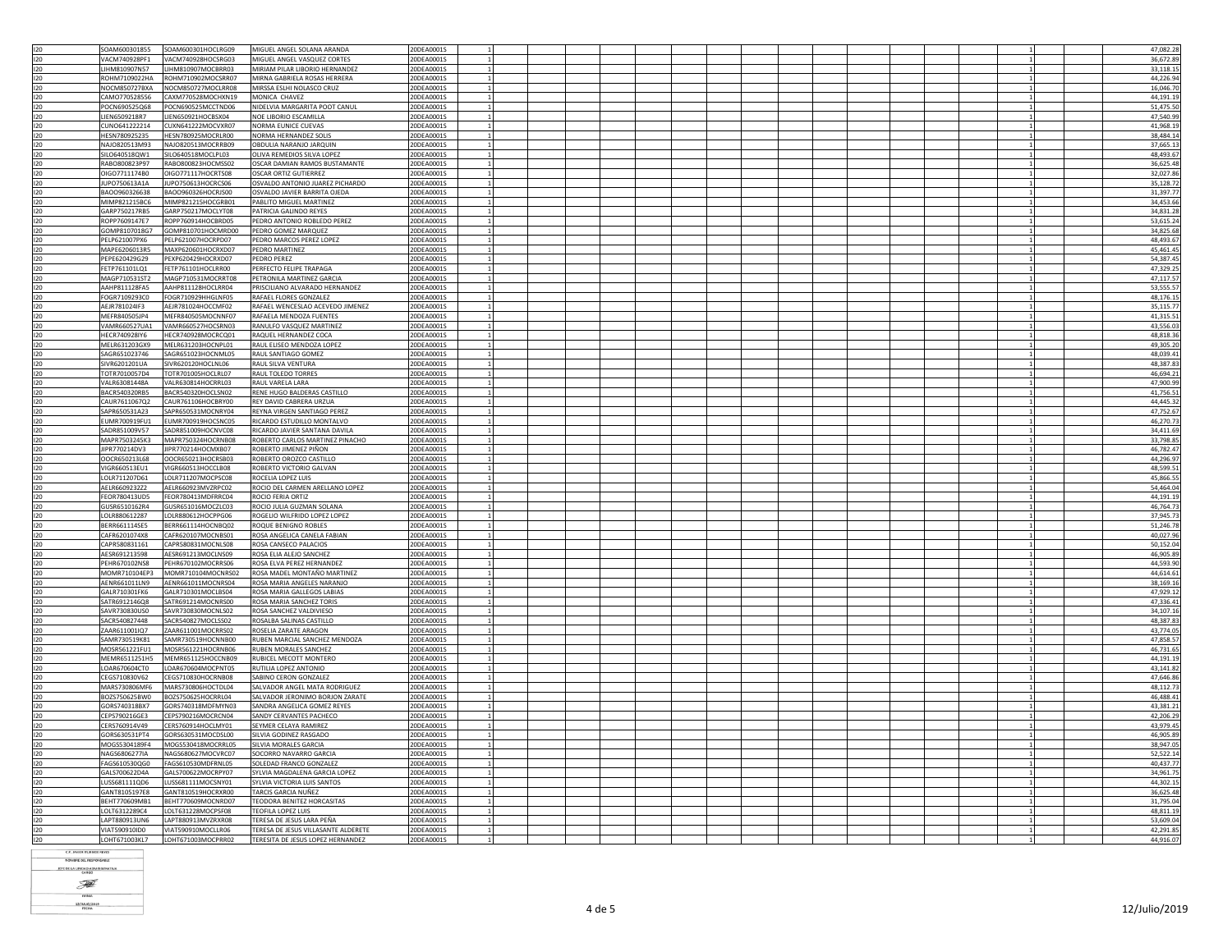| | | | | | | | | | | | | | | | | | | |
|---|---|---|---|---|---|---|---|---|---|---|---|---|---|---|---|---|---|---|
| I20 | SOAM600301855 | SOAM600301HOCLRG09 | MIGUEL ANGEL SOLANA ARANDA | 20DEA0001S | 1 | | | | | | | | | | | 1 | | 47,082.28 |
| I20 | VACM740928PF1 | VACM740928HOCSRG03 | MIGUEL ANGEL VASQUEZ CORTES | 20DEA0001S | 1 | | | | | | | | | | | 1 | | 36,672.89 |
| I20 | LIHM810907N57 | LIHM810907MOCBRR03 | MIRIAM PILAR LIBORIO HERNANDEZ | 20DEA0001S | 1 | | | | | | | | | | | 1 | | 33,118.15 |
| I20 | ROHM7109022HA | ROHM710902MOCSRR07 | MIRNA GABRIELA ROSAS HERRERA | 20DEA0001S | 1 | | | | | | | | | | | 1 | | 44,226.94 |
| I20 | NOCM850727BXA | NOCM850727MOCLRR08 | MIRSSA ESLHI NOLASCO CRUZ | 20DEA0001S | 1 | | | | | | | | | | | 1 | | 16,046.70 |
| I20 | CAMO770528556 | CAXM770528MOCHXN19 | MONICA CHAVEZ | 20DEA0001S | 1 | | | | | | | | | | | 1 | | 44,191.19 |
| I20 | POCN690525Q68 | POCN690525MCCTND06 | NIDELVIA MARGARITA POOT CANUL | 20DEA0001S | 1 | | | | | | | | | | | 1 | | 51,475.50 |
| I20 | LIEN6509218R7 | LIEN650921HOCBSX04 | NOE LIBORIO ESCAMILLA | 20DEA0001S | 1 | | | | | | | | | | | 1 | | 47,540.99 |
| I20 | CUXN641222214 | CUXN641222MOCVXR07 | NORMA EUNICE CUEVAS | 20DEA0001S | 1 | | | | | | | | | | | 1 | | 41,968.19 |
| I20 | HESN780925235 | HESN780925MOCRLR00 | NORMA HERNANDEZ SOLIS | 20DEA0001S | 1 | | | | | | | | | | | 1 | | 38,484.14 |
| I20 | NAJO820513M93 | NAJO820513MOCRRB09 | OBDULIA NARANJO JARQUIN | 20DEA0001S | 1 | | | | | | | | | | | 1 | | 37,665.13 |
| I20 | SILO640518QW1 | SILO640518MOCLPL03 | OLIVA REMEDIOS SILVA LOPEZ | 20DEA0001S | 1 | | | | | | | | | | | 1 | | 48,493.67 |
| I20 | RABO800823P97 | RABO800823HOCMSS02 | OSCAR DAMIAN RAMOS BUSTAMANTE | 20DEA0001S | 1 | | | | | | | | | | | 1 | | 36,625.48 |
| I20 | OIGO771117480 | OIGO771117HOCRTS08 | OSCAR ORTIZ GUTIERREZ | 20DEA0001S | 1 | | | | | | | | | | | 1 | | 32,027.86 |
| I20 | JUPO750613A1A | JUPO750613HOCRCS06 | OSVALDO ANTONIO JUAREZ PICHARDO | 20DEA0001S | 1 | | | | | | | | | | | 1 | | 35,128.72 |
| I20 | BAOO960326638 | BAOO960326HOCRJS00 | OSVALDO JAVIER BARRITA OJEDA | 20DEA0001S | 1 | | | | | | | | | | | 1 | | 31,397.77 |
| I20 | MIMP821215BC6 | MIMP821215HOCGRB01 | PABLITO MIGUEL MARTINEZ | 20DEA0001S | 1 | | | | | | | | | | | 1 | | 34,453.66 |
| I20 | GARP750217RB5 | GARP750217MOCLYT08 | PATRICIA GALINDO REYES | 20DEA0001S | 1 | | | | | | | | | | | 1 | | 34,831.28 |
| I20 | ROPP7609147E7 | ROPP760914HOCBRD05 | PEDRO ANTONIO ROBLEDO PEREZ | 20DEA0001S | 1 | | | | | | | | | | | 1 | | 53,615.24 |
| I20 | GOMP8107018G7 | GOMP810701HOCMRD00 | PEDRO GOMEZ MARQUEZ | 20DEA0001S | 1 | | | | | | | | | | | 1 | | 34,825.68 |
| I20 | PELP621007PX6 | PELP621007HOCRPD07 | PEDRO MARCOS PEREZ LOPEZ | 20DEA0001S | 1 | | | | | | | | | | | 1 | | 48,493.67 |
| I20 | MAPE6206013R5 | MAXP620601HOCRXD07 | PEDRO MARTINEZ | 20DEA0001S | 1 | | | | | | | | | | | 1 | | 45,461.45 |
| I20 | PEPE620429G29 | PEXP620429HOCRXD07 | PEDRO PEREZ | 20DEA0001S | 1 | | | | | | | | | | | 1 | | 54,387.45 |
| I20 | FETP761101LQ1 | FETP761101HOCLRR00 | PERFECTO FELIPE TRAPAGA | 20DEA0001S | 1 | | | | | | | | | | | 1 | | 47,329.25 |
| I20 | MAGP710531ST2 | MAGP710531MOCRRT08 | PETRONILA MARTINEZ GARCIA | 20DEA0001S | 1 | | | | | | | | | | | 1 | | 47,117.57 |
| I20 | AAHP811128FA5 | AAHP811128HOCLRR04 | PRISCILIANO ALVARADO HERNANDEZ | 20DEA0001S | 1 | | | | | | | | | | | 1 | | 53,555.57 |
| I20 | FOGR7109293C0 | FOGR710929HHGLNF05 | RAFAEL FLORES GONZALEZ | 20DEA0001S | 1 | | | | | | | | | | | 1 | | 48,176.15 |
| I20 | AEJR781024IF3 | AEJR781024HOCCMF02 | RAFAEL WENCESLAO ACEVEDO JIMENEZ | 20DEA0001S | 1 | | | | | | | | | | | 1 | | 35,115.77 |
| I20 | MEFR840505JP4 | MEFR840505MOCNNF07 | RAFAELA MENDOZA FUENTES | 20DEA0001S | 1 | | | | | | | | | | | 1 | | 41,315.51 |
| I20 | VAMR660527UA1 | VAMR660527HOCSRN03 | RANULFO VASQUEZ MARTINEZ | 20DEA0001S | 1 | | | | | | | | | | | 1 | | 43,556.03 |
| I20 | HECR740928IY6 | HECR740928MOCRCQ01 | RAQUEL HERNANDEZ COCA | 20DEA0001S | 1 | | | | | | | | | | | 1 | | 48,818.36 |
| I20 | MELR631203GX9 | MELR631203HOCNPL01 | RAUL ELISEO MENDOZA LOPEZ | 20DEA0001S | 1 | | | | | | | | | | | 1 | | 49,305.20 |
| I20 | SAGR651023746 | SAGR651023HOCNML05 | RAUL SANTIAGO GOMEZ | 20DEA0001S | 1 | | | | | | | | | | | 1 | | 48,039.41 |
| I20 | SIVR6201201UA | SIVR620120HOCLNL06 | RAUL SILVA VENTURA | 20DEA0001S | 1 | | | | | | | | | | | 1 | | 48,387.83 |
| I20 | TOTR7010057D4 | TOTR701005HOCLRL07 | RAUL TOLEDO TORRES | 20DEA0001S | 1 | | | | | | | | | | | 1 | | 46,694.21 |
| I20 | VALR63081448A | VALR630814HOCRRL03 | RAUL VARELA LARA | 20DEA0001S | 1 | | | | | | | | | | | 1 | | 47,900.99 |
| I20 | BACR540320RB5 | BACR540320HOCLSN02 | RENE HUGO BALDERAS CASTILLO | 20DEA0001S | 1 | | | | | | | | | | | 1 | | 41,756.51 |
| I20 | CAUR761106QZ2 | CAUR761106HOCBRY00 | REY DAVID CABRERA URZUA | 20DEA0001S | 1 | | | | | | | | | | | 1 | | 44,445.32 |
| I20 | SAPR650531A23 | SAPR650531MOCNRY04 | REYNA VIRGEN SANTIAGO PEREZ | 20DEA0001S | 1 | | | | | | | | | | | 1 | | 47,752.67 |
| I20 | EUMR700919FU1 | EUMR700919HOCSNC05 | RICARDO ESTUDILLO MONTALVO | 20DEA0001S | 1 | | | | | | | | | | | 1 | | 46,270.73 |
| I20 | SADR851009V57 | SADR851009HOCNVC08 | RICARDO JAVIER SANTANA DAVILA | 20DEA0001S | 1 | | | | | | | | | | | 1 | | 34,411.69 |
| I20 | MAPR7503245K3 | MAPR750324HOCRNB08 | ROBERTO CARLOS MARTINEZ PINACHO | 20DEA0001S | 1 | | | | | | | | | | | 1 | | 33,798.85 |
| I20 | JIPR770214DV3 | JIPR770214HOCMXB07 | ROBERTO JIMENEZ PIÑON | 20DEA0001S | 1 | | | | | | | | | | | 1 | | 46,782.47 |
| I20 | OOCR650213L68 | OOCR650213HOCRSB03 | ROBERTO OROZCO CASTILLO | 20DEA0001S | 1 | | | | | | | | | | | 1 | | 44,296.97 |
| I20 | VIGR660513EU1 | VIGR660513HOCCLB08 | ROBERTO VICTORIO GALVAN | 20DEA0001S | 1 | | | | | | | | | | | 1 | | 48,599.51 |
| I20 | LOLR711207D61 | LOLR711207MOCPSC08 | ROCELIA LOPEZ LUIS | 20DEA0001S | 1 | | | | | | | | | | | 1 | | 45,866.55 |
| I20 | AELR6609232Z2 | AELR660923MVZRPC02 | ROCIO DEL CARMEN ARELLANO LOPEZ | 20DEA0001S | 1 | | | | | | | | | | | 1 | | 54,464.04 |
| I20 | FEOR780413UD5 | FEOR780413MDFRRC04 | ROCIO FERIA ORTIZ | 20DEA0001S | 1 | | | | | | | | | | | 1 | | 44,191.19 |
| I20 | GUSR6510162R4 | GUSR651016MOCZLC03 | ROCIO JULIA GUZMAN SOLANA | 20DEA0001S | 1 | | | | | | | | | | | 1 | | 46,764.73 |
| I20 | LOLR880612287 | LOLR880612HOCPPG06 | ROGELIO WILFRIDO LOPEZ LOPEZ | 20DEA0001S | 1 | | | | | | | | | | | 1 | | 37,945.73 |
| I20 | BERR661114SE5 | BERR661114HOCNBQ02 | ROQUE BENIGNO ROBLES | 20DEA0001S | 1 | | | | | | | | | | | 1 | | 51,246.78 |
| I20 | CAFR6201074X8 | CAFR620107MOCNBS01 | ROSA ANGELICA CANELA FABIAN | 20DEA0001S | 1 | | | | | | | | | | | 1 | | 40,027.96 |
| I20 | CAPR580831161 | CAPR580831MOCNLS08 | ROSA CANSECO PALACIOS | 20DEA0001S | 1 | | | | | | | | | | | 1 | | 50,152.04 |
| I20 | AESR691213598 | AESR691213MOCLNS09 | ROSA ELIA ALEJO SANCHEZ | 20DEA0001S | 1 | | | | | | | | | | | 1 | | 46,905.89 |
| I20 | PEHR670102NS8 | PEHR670102MOCRRS06 | ROSA ELVA PEREZ HERNANDEZ | 20DEA0001S | 1 | | | | | | | | | | | 1 | | 44,593.90 |
| I20 | MOMR710104EP3 | MOMR710104MOCNRS02 | ROSA MADEL MONTAÑO MARTINEZ | 20DEA0001S | 1 | | | | | | | | | | | 1 | | 44,614.61 |
| I20 | AENR661011LN9 | AENR661011MOCNRS04 | ROSA MARIA ANGELES NARANJO | 20DEA0001S | 1 | | | | | | | | | | | 1 | | 38,169.16 |
| I20 | GALR710301FK6 | GALR710301MOCLBS04 | ROSA MARIA GALLEGOS LABIAS | 20DEA0001S | 1 | | | | | | | | | | | 1 | | 47,929.12 |
| I20 | SATR6912146Q8 | SATR691214MOCNRS00 | ROSA MARIA SANCHEZ TORIS | 20DEA0001S | 1 | | | | | | | | | | | 1 | | 47,336.41 |
| I20 | SAVR730830US0 | SAVR730830MOCNLS02 | ROSA SANCHEZ VALDIVIESO | 20DEA0001S | 1 | | | | | | | | | | | 1 | | 34,107.16 |
| I20 | SACR540827448 | SACR540827MOCLSS02 | ROSALBA SALINAS CASTILLO | 20DEA0001S | 1 | | | | | | | | | | | 1 | | 48,387.83 |
| I20 | ZAAR611001IQ7 | ZAAR611001MOCRRS02 | ROSELIA ZARATE ARAGON | 20DEA0001S | 1 | | | | | | | | | | | 1 | | 43,774.05 |
| I20 | SAMR730519K81 | SAMR730519HOCNNB00 | RUBEN MARCIAL SANCHEZ MENDOZA | 20DEA0001S | 1 | | | | | | | | | | | 1 | | 47,858.57 |
| I20 | MOSR561221FU1 | MOSR561221HOCRNB06 | RUBEN MORALES SANCHEZ | 20DEA0001S | 1 | | | | | | | | | | | 1 | | 46,731.65 |
| I20 | MEMR6511251H5 | MEMR651125HOCCNB09 | RUBICEL MECOTT MONTERO | 20DEA0001S | 1 | | | | | | | | | | | 1 | | 44,191.19 |
| I20 | LOAR670604CT0 | LOAR670604MOCPNT05 | RUTILIA LOPEZ ANTONIO | 20DEA0001S | 1 | | | | | | | | | | | 1 | | 43,141.82 |
| I20 | CEGS710830V62 | CEGS710830HOCRNB08 | SABINO CERON GONZALEZ | 20DEA0001S | 1 | | | | | | | | | | | 1 | | 47,646.86 |
| I20 | MARS730806MF6 | MARS730806HOCTDL04 | SALVADOR ANGEL MATA RODRIGUEZ | 20DEA0001S | 1 | | | | | | | | | | | 1 | | 48,112.73 |
| I20 | BOZS750625BW0 | BOZS750625HOCRRL04 | SALVADOR JERONIMO BORJON ZARATE | 20DEA0001S | 1 | | | | | | | | | | | 1 | | 46,488.41 |
| I20 | GORS740318BX7 | GORS740318MDFMYN03 | SANDRA ANGELICA GOMEZ REYES | 20DEA0001S | 1 | | | | | | | | | | | 1 | | 43,381.21 |
| I20 | CEPS790216GE3 | CEPS790216MOCRCN04 | SANDY CERVANTES PACHECO | 20DEA0001S | 1 | | | | | | | | | | | 1 | | 42,206.29 |
| I20 | CERS760914V49 | CERS760914HOCLMY01 | SEYMER CELAYA RAMIREZ | 20DEA0001S | 1 | | | | | | | | | | | 1 | | 43,979.45 |
| I20 | GORS630531PT4 | GORS630531MOCDSL00 | SILVIA GODINEZ RASGADO | 20DEA0001S | 1 | | | | | | | | | | | 1 | | 46,905.89 |
| I20 | MOGS5304189F4 | MOGS530418MOCRRL05 | SILVIA MORALES GARCIA | 20DEA0001S | 1 | | | | | | | | | | | 1 | | 38,947.05 |
| I20 | NAGS6806277IA | NAGS680627MOCVRC07 | SOCORRO NAVARRO GARCIA | 20DEA0001S | 1 | | | | | | | | | | | 1 | | 52,522.14 |
| I20 | FAGS610530QG0 | FAGS610530MDFRNL05 | SOLEDAD FRANCO GONZALEZ | 20DEA0001S | 1 | | | | | | | | | | | 1 | | 40,437.77 |
| I20 | GALS700622D4A | GALS700622MOCRPY07 | SYLVIA MAGDALENA GARCIA LOPEZ | 20DEA0001S | 1 | | | | | | | | | | | 1 | | 34,961.75 |
| I20 | LUSS681111QD6 | LUSS681111MOCSNY01 | SYLVIA VICTORIA LUIS SANTOS | 20DEA0001S | 1 | | | | | | | | | | | 1 | | 44,302.15 |
| I20 | GANT8105197E8 | GANT810519HOCRXR00 | TARCIS GARCIA NUÑEZ | 20DEA0001S | 1 | | | | | | | | | | | 1 | | 36,625.48 |
| I20 | BEHT770609MB1 | BEHT770609MOCNRD07 | TEODORA BENITEZ HORCASITAS | 20DEA0001S | 1 | | | | | | | | | | | 1 | | 31,795.04 |
| I20 | LOLT6312289C4 | LOLT631228MOCPSF08 | TEOFILA LOPEZ LUIS | 20DEA0001S | 1 | | | | | | | | | | | 1 | | 48,811.19 |
| I20 | LAPT880913UN6 | LAPT880913MVZRXR08 | TERESA DE JESUS LARA PEÑA | 20DEA0001S | 1 | | | | | | | | | | | 1 | | 53,609.04 |
| I20 | VIAT590910ID0 | VIAT590910MOCLLR06 | TERESA DE JESUS VILLASANTE ALDERETE | 20DEA0001S | 1 | | | | | | | | | | | 1 | | 42,291.85 |
| I20 | LOHT671003KL7 | LOHT671003MOCPRR02 | TERESITA DE JESUS LOPEZ HERNANDEZ | 20DEA0001S | 1 | | | | | | | | | | | 1 | | 44,916.07 |

C.P. JAVIER RUBIDES REYES
NOMBRE DEL RESPONSABLE
JEFE DE LA UNIDAD ADMINISTRATIVA
CARGO
FIRMA
12/JULIO/2019
FECHA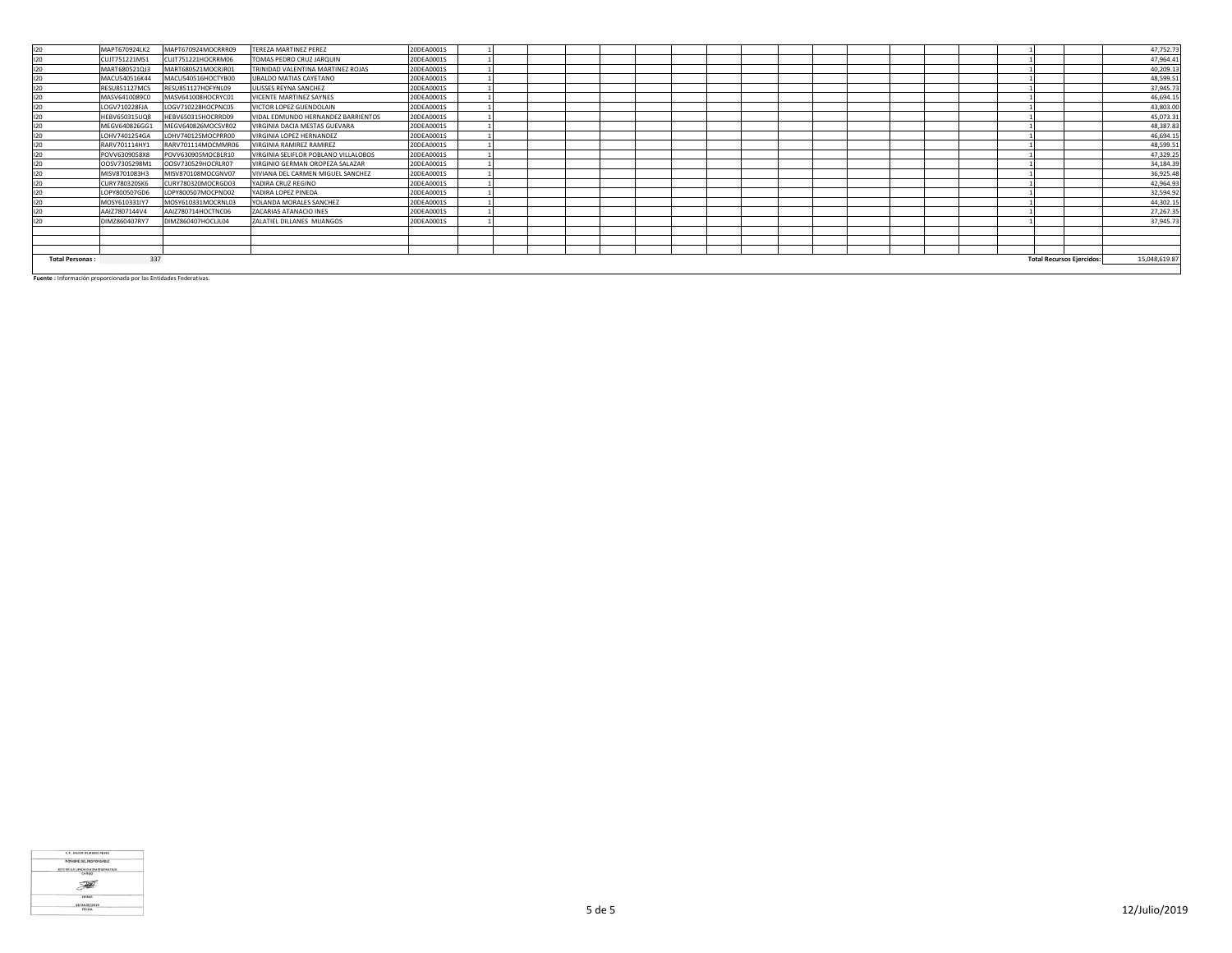| | | | | | | | | | | | | | | | | | | | | | | | |
|---|---|---|---|---|---|---|---|---|---|---|---|---|---|---|---|---|---|---|---|---|---|---|---|
| I20 | MAPT670924LK2 | MAPT670924MOCRRR09 | TEREZA MARTINEZ PEREZ | 20DEA0001S | 1 | | | | | | | | | | | | | | | 1 | | | 47,752.73 |
| I20 | CUJT751221MS1 | CUJT751221HOCRRM06 | TOMAS PEDRO CRUZ JARQUIN | 20DEA0001S | 1 | | | | | | | | | | | | | | | 1 | | | 47,964.41 |
| I20 | MART680521QJ3 | MART680521MOCRJR01 | TRINIDAD VALENTINA MARTINEZ ROJAS | 20DEA0001S | 1 | | | | | | | | | | | | | | | 1 | | | 40,209.13 |
| I20 | MACU540516K44 | MACU540516HOCTYB00 | UBALDO MATIAS CAYETANO | 20DEA0001S | 1 | | | | | | | | | | | | | | | 1 | | | 48,599.51 |
| I20 | RESU851127MC5 | RESU851127HDFYNL09 | ULISSES REYNA SANCHEZ | 20DEA0001S | 1 | | | | | | | | | | | | | | | 1 | | | 37,945.73 |
| I20 | MASV6410089C0 | MASV641008HOCRYC01 | VICENTE MARTINEZ SAYNES | 20DEA0001S | 1 | | | | | | | | | | | | | | | 1 | | | 46,694.15 |
| I20 | LOGV710228FJA | LOGV710228HOCPNC05 | VICTOR LOPEZ GUENDOLAIN | 20DEA0001S | 1 | | | | | | | | | | | | | | | 1 | | | 43,803.00 |
| I20 | HEBV650315UQ8 | HEBV650315HOCRRD09 | VIDAL EDMUNDO HERNANDEZ BARRIENTOS | 20DEA0001S | 1 | | | | | | | | | | | | | | | 1 | | | 45,073.31 |
| I20 | MEGV640826GG1 | MEGV640826MOCSVR02 | VIRGINIA DACIA MESTAS GUEVARA | 20DEA0001S | 1 | | | | | | | | | | | | | | | 1 | | | 48,387.83 |
| I20 | LOHV7401254GA | LOHV740125MOCPRR00 | VIRGINIA LOPEZ HERNANDEZ | 20DEA0001S | 1 | | | | | | | | | | | | | | | 1 | | | 46,694.15 |
| I20 | RARV701114HY1 | RARV701114MOCMMR06 | VIRGINIA RAMIREZ RAMIREZ | 20DEA0001S | 1 | | | | | | | | | | | | | | | 1 | | | 48,599.51 |
| I20 | POVV6309058X8 | POVV630905MOCBLR10 | VIRGINIA SELIFLOR POBLANO VILLALOBOS | 20DEA0001S | 1 | | | | | | | | | | | | | | | 1 | | | 47,329.25 |
| I20 | OOSV7305298M1 | OOSV730529HOCRLR07 | VIRGINIO GERMAN OROPEZA SALAZAR | 20DEA0001S | 1 | | | | | | | | | | | | | | | 1 | | | 34,184.39 |
| I20 | MISV8701083H3 | MISV870108MOCGNV07 | VIVIANA DEL CARMEN MIGUEL SANCHEZ | 20DEA0001S | 1 | | | | | | | | | | | | | | | 1 | | | 36,925.48 |
| I20 | CURY780320SK6 | CURY780320MOCRGD03 | YADIRA CRUZ REGINO | 20DEA0001S | 1 | | | | | | | | | | | | | | | 1 | | | 42,964.93 |
| I20 | LOPY800507GD6 | LOPY800507MOCPND02 | YADIRA LOPEZ PINEDA | 20DEA0001S | 1 | | | | | | | | | | | | | | | 1 | | | 32,594.92 |
| I20 | MOSY610331IY7 | MOSY610331MOCRNL03 | YOLANDA MORALES SANCHEZ | 20DEA0001S | 1 | | | | | | | | | | | | | | | 1 | | | 44,302.15 |
| I20 | AAIZ7807144V4 | AAIZ780714HOCTNC06 | ZACARIAS ATANACIO INES | 20DEA0001S | 1 | | | | | | | | | | | | | | | 1 | | | 27,267.35 |
| I20 | DIMZ860407RY7 | DIMZ860407HOCLJL04 | ZALATIEL DILLANES MIJANGOS | 20DEA0001S | 1 | | | | | | | | | | | | | | | 1 | | | 37,945.73 |
| | | | | | | | | | | | | | | | | | | | | | | | |
| | | | | | | | | | | | | | | | | | | | | | | | |
| | | | | | | | | | | | | | | | | | | | | | | | |
| **Total Personas :** | 337 | | | | | | | | | | | | | | | | | | | | | **Total Recursos Ejercidos:** | 15,048,619.87 |

**Fuente :** Información proporcionada por las Entidades Federativas.

C.P. JAVIER FLORES REYES
NOMBRE DEL RESPONSABLE
JEFE DE LA UNIDAD ADMINISTRATIVA
CARGO
FIRMA
12/JULIO/2019
FECHA